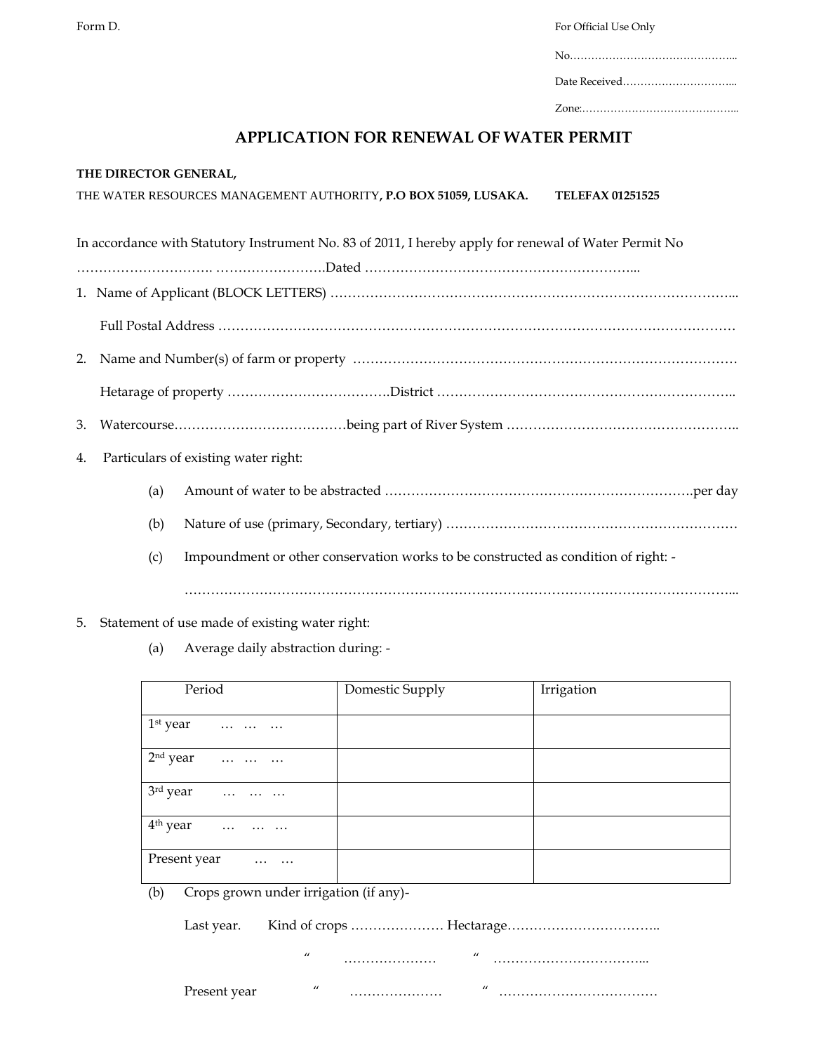Form D.

For Official Use Only

No………………………………………..

Date Received…………………………..

Zone:……………………………………..

# APPLICATION FOR RENEWAL OF WATER PERMIT

**THE DIRECTOR GENERAL,**

THE WATER RESOURCES MANAGEMENT AUTHORITY**, P.O BOX 51059, LUSAKA. TELEFAX 01251525**

In accordance with Statutory Instrument No. 83 of 2011, I hereby apply for renewal of Water Permit No ………………………… …………………….Dated ……………………………………………………...

1. Name of Applicant (BLOCK LETTERS) ……………………………………………………………………………...

   Full Postal Address ………………………………………………………………………………………………………

2. Name and Number(s) of farm or property …………………………………………………………………………

   Hetarage of property ……………………………….District …………………………………………………………..

3. Watercourse…………………………………being part of River System ……………………………………………..

4. Particulars of existing water right:

   (a) Amount of water to be abstracted ……………………………………………………………per day

   (b) Nature of use (primary, Secondary, tertiary) ……………………………………………………….

   (c) Impoundment or other conservation works to be constructed as condition of right: -

   ……………………………………………………………………………………………………………...

5. Statement of use made of existing water right:

   (a) Average daily abstraction during: -

| Period | Domestic Supply | Irrigation |
|---|---|---|
| 1st year … … … | | |
| 2nd year … … … | | |
| 3rd year … … … | | |
| 4th year … … … | | |
| Present year … … | | |

   (b) Crops grown under irrigation (if any)-

   Last year. Kind of crops ………………… Hectarage……………………………..

   " ………………… " ……………………………...

   Present year " ………………… " ………………………………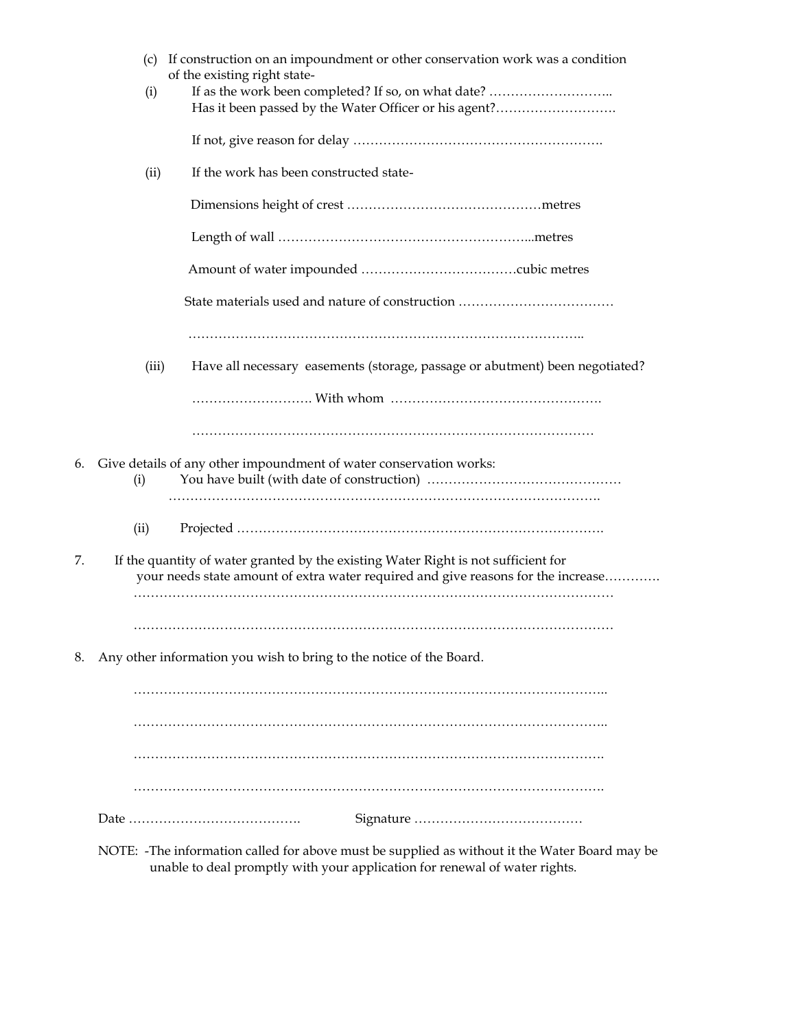(c) If construction on an impoundment or other conservation work was a condition of the existing right state-

(i) If as the work been completed? If so, on what date? ………………………..
Has it been passed by the Water Officer or his agent?……………………….

If not, give reason for delay ………………………………………………….

(ii) If the work has been constructed state-

Dimensions height of crest ………………………………………metres

Length of wall …………………………………………………...metres

Amount of water impounded ………………………………cubic metres

State materials used and nature of construction ………………………………

……………………………………………………………………………..

(iii) Have all necessary easements (storage, passage or abutment) been negotiated?

………………………. With whom ………………………………………….

………………………………………………………………………………

6. Give details of any other impoundment of water conservation works:

(i) You have built (with date of construction) ………………………………………
……………………………………………………………………………………….

(ii) Projected ……………………………………………………………………….

7. If the quantity of water granted by the existing Water Right is not sufficient for your needs state amount of extra water required and give reasons for the increase…………
………………………………………………………………………………………………

………………………………………………………………………………………………

8. Any other information you wish to bring to the notice of the Board.

……………………………………………………………………………………………..

……………………………………………………………………………………………..

…………………………………………………………………………………………….

…………………………………………………………………………………………….

Date ………………………………….  Signature …………………………………

NOTE: -The information called for above must be supplied as without it the Water Board may be unable to deal promptly with your application for renewal of water rights.